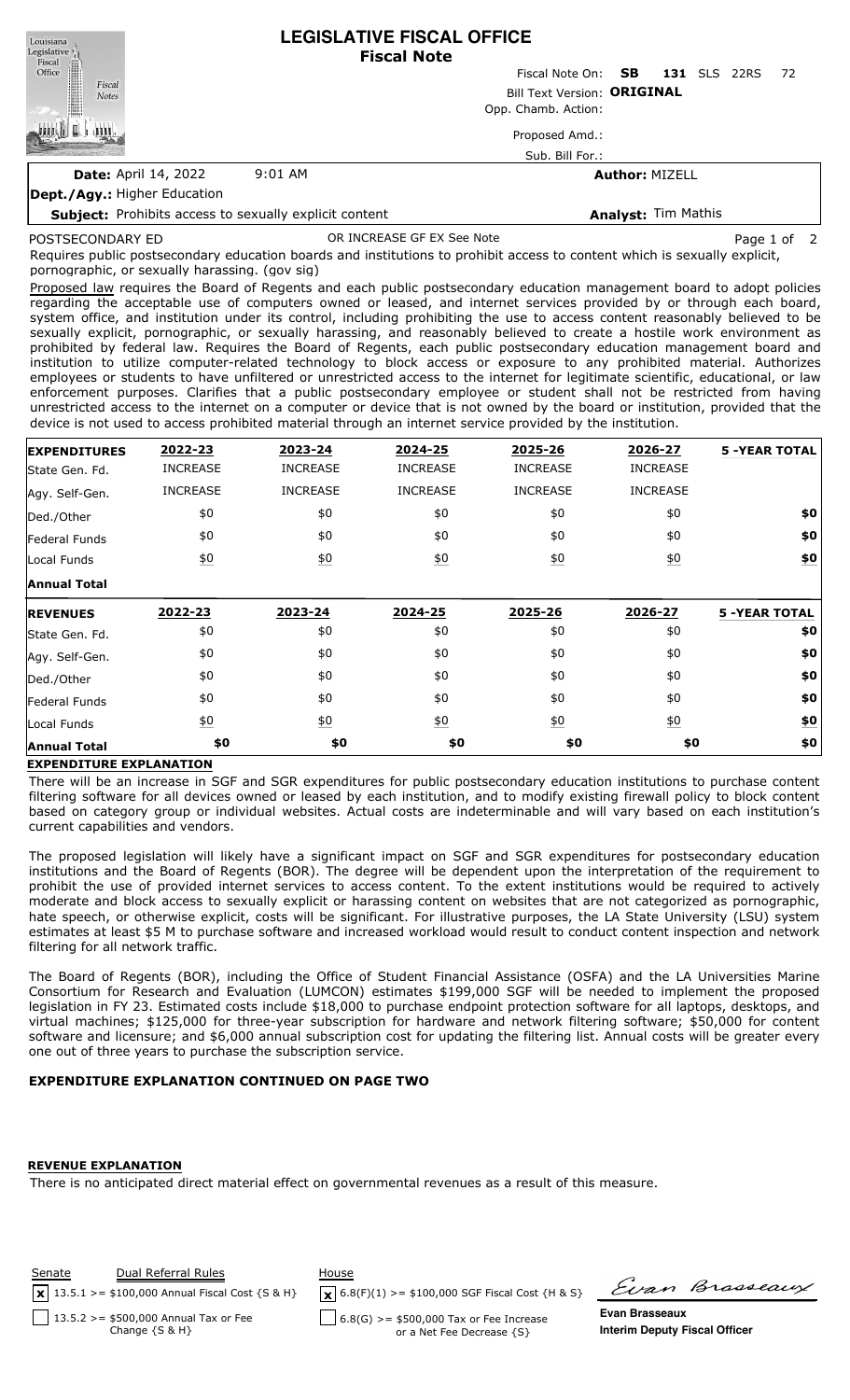# LEGISLATIVE FISCAL OFFICE
## Fiscal Note

Fiscal Note On: **SB 131** SLS 22RS 72

Bill Text Version: **ORIGINAL**

Opp. Chamb. Action:

Proposed Amd.:

Sub. Bill For.:

**Date:** April 14, 2022 9:01 AM

**Author:** MIZELL

**Dept./Agy.:** Higher Education

**Subject:** Prohibits access to sexually explicit content

**Analyst:** Tim Mathis

POSTSECONDARY ED OR INCREASE GF EX See Note

Requires public postsecondary education boards and institutions to prohibit access to content which is sexually explicit, pornographic, or sexually harassing. (gov sig)

Proposed law requires the Board of Regents and each public postsecondary education management board to adopt policies regarding the acceptable use of computers owned or leased, and internet services provided by or through each board, system office, and institution under its control, including prohibiting the use to access content reasonably believed to be sexually explicit, pornographic, or sexually harassing, and reasonably believed to create a hostile work environment as prohibited by federal law. Requires the Board of Regents, each public postsecondary education management board and institution to utilize computer-related technology to block access or exposure to any prohibited material. Authorizes employees or students to have unfiltered or unrestricted access to the internet for legitimate scientific, educational, or law enforcement purposes. Clarifies that a public postsecondary employee or student shall not be restricted from having unrestricted access to the internet on a computer or device that is not owned by the board or institution, provided that the device is not used to access prohibited material through an internet service provided by the institution.

| **EXPENDITURES** | **2022-23** | **2023-24** | **2024-25** | **2025-26** | **2026-27** | **5 -YEAR TOTAL** |
|---|---|---|---|---|---|---|
| State Gen. Fd. | INCREASE | INCREASE | INCREASE | INCREASE | INCREASE | |
| Agy. Self-Gen. | INCREASE | INCREASE | INCREASE | INCREASE | INCREASE | |
| Ded./Other | $0 | $0 | $0 | $0 | $0 | **$0** |
| Federal Funds | $0 | $0 | $0 | $0 | $0 | **$0** |
| Local Funds | $0 | $0 | $0 | $0 | $0 | **$0** |
| **Annual Total** | | | | | | |
| **REVENUES** | **2022-23** | **2023-24** | **2024-25** | **2025-26** | **2026-27** | **5 -YEAR TOTAL** |
| State Gen. Fd. | $0 | $0 | $0 | $0 | $0 | **$0** |
| Agy. Self-Gen. | $0 | $0 | $0 | $0 | $0 | **$0** |
| Ded./Other | $0 | $0 | $0 | $0 | $0 | **$0** |
| Federal Funds | $0 | $0 | $0 | $0 | $0 | **$0** |
| Local Funds | $0 | $0 | $0 | $0 | $0 | **$0** |
| **Annual Total** | **$0** | **$0** | **$0** | **$0** | **$0** | **$0** |

**EXPENDITURE EXPLANATION**

There will be an increase in SGF and SGR expenditures for public postsecondary education institutions to purchase content filtering software for all devices owned or leased by each institution, and to modify existing firewall policy to block content based on category group or individual websites. Actual costs are indeterminable and will vary based on each institution's current capabilities and vendors.

The proposed legislation will likely have a significant impact on SGF and SGR expenditures for postsecondary education institutions and the Board of Regents (BOR). The degree will be dependent upon the interpretation of the requirement to prohibit the use of provided internet services to access content. To the extent institutions would be required to actively moderate and block access to sexually explicit or harassing content on websites that are not categorized as pornographic, hate speech, or otherwise explicit, costs will be significant. For illustrative purposes, the LA State University (LSU) system estimates at least $5 M to purchase software and increased workload would result to conduct content inspection and network filtering for all network traffic.

The Board of Regents (BOR), including the Office of Student Financial Assistance (OSFA) and the LA Universities Marine Consortium for Research and Evaluation (LUMCON) estimates $199,000 SGF will be needed to implement the proposed legislation in FY 23. Estimated costs include $18,000 to purchase endpoint protection software for all laptops, desktops, and virtual machines; $125,000 for three-year subscription for hardware and network filtering software; $50,000 for content software and licensure; and $6,000 annual subscription cost for updating the filtering list. Annual costs will be greater every one out of three years to purchase the subscription service.

**EXPENDITURE EXPLANATION CONTINUED ON PAGE TWO**

**REVENUE EXPLANATION**

There is no anticipated direct material effect on governmental revenues as a result of this measure.

Senate Dual Referral Rules

- [x] 13.5.1 >= $100,000 Annual Fiscal Cost {S & H}
- [ ] 13.5.2 >= $500,000 Annual Tax or Fee Change {S & H}

House

- [x] 6.8(F)(1) >= $100,000 SGF Fiscal Cost {H & S}
- [ ] 6.8(G) >= $500,000 Tax or Fee Increase or a Net Fee Decrease {S}

**Evan Brasseaux**
**Interim Deputy Fiscal Officer**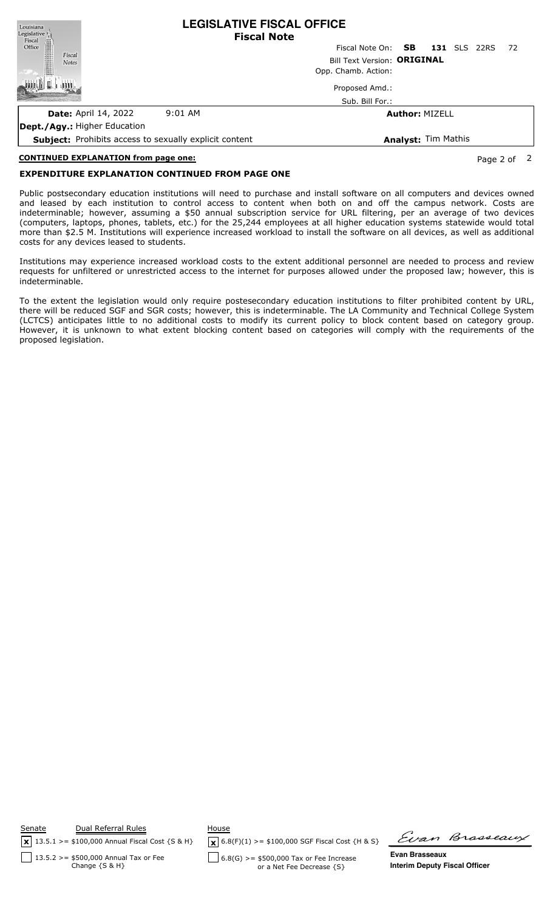# LEGISLATIVE FISCAL OFFICE
## Fiscal Note

Fiscal Note On: **SB 131** SLS 22RS 72

Bill Text Version: **ORIGINAL**

Opp. Chamb. Action:

Proposed Amd.:

Sub. Bill For.:

**Date:** April 14, 2022 9:01 AM

**Author:** MIZELL

**Dept./Agy.:** Higher Education

**Subject:** Prohibits access to sexually explicit content

**Analyst:** Tim Mathis

**CONTINUED EXPLANATION from page one:**

### EXPENDITURE EXPLANATION CONTINUED FROM PAGE ONE

Public postsecondary education institutions will need to purchase and install software on all computers and devices owned and leased by each institution to control access to content when both on and off the campus network. Costs are indeterminable; however, assuming a $50 annual subscription service for URL filtering, per an average of two devices (computers, laptops, phones, tablets, etc.) for the 25,244 employees at all higher education systems statewide would total more than $2.5 M. Institutions will experience increased workload to install the software on all devices, as well as additional costs for any devices leased to students.

Institutions may experience increased workload costs to the extent additional personnel are needed to process and review requests for unfiltered or unrestricted access to the internet for purposes allowed under the proposed law; however, this is indeterminable.

To the extent the legislation would only require postesecondary education institutions to filter prohibited content by URL, there will be reduced SGF and SGR costs; however, this is indeterminable. The LA Community and Technical College System (LCTCS) anticipates little to no additional costs to modify its current policy to block content based on category group. However, it is unknown to what extent blocking content based on categories will comply with the requirements of the proposed legislation.

| Senate | Dual Referral Rules | House |
| --- | --- | --- |
| [x] 13.5.1 >= $100,000 Annual Fiscal Cost {S & H} | | [x] 6.8(F)(1) >= $100,000 SGF Fiscal Cost {H & S} |
| [ ] 13.5.2 >= $500,000 Annual Tax or Fee Change {S & H} | | [ ] 6.8(G) >= $500,000 Tax or Fee Increase or a Net Fee Decrease {S} |

Evan Brasseaux

**Evan Brasseaux**
**Interim Deputy Fiscal Officer**